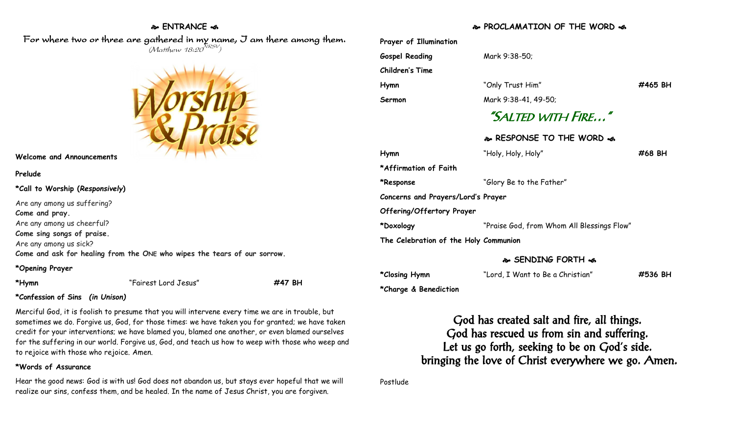## ❧ ENTRANCE ☙

For where two or three are gathered in my name, I am there among them.
*(Matthew 18:20 NRSV)*

**Welcome and Announcements**

**Prelude**

**\*Call to Worship (*Responsively*)**

Are any among us suffering?
**Come and pray.**
Are any among us cheerful?
**Come sing songs of praise.**
Are any among us sick?
**Come and ask for healing from the ONE who wipes the tears of our sorrow.**

**\*Opening Prayer**

| | | |
|---|---|---|
| **\*Hymn** | "Fairest Lord Jesus" | **#47 BH** |

**\*Confession of Sins *(in Unison)***

Merciful God, it is foolish to presume that you will intervene every time we are in trouble, but sometimes we do. Forgive us, God, for those times: we have taken you for granted; we have taken credit for your interventions; we have blamed you, blamed one another, or even blamed ourselves for the suffering in our world. Forgive us, God, and teach us how to weep with those who weep and to rejoice with those who rejoice. Amen.

**\*Words of Assurance**

Hear the good news: God is with us! God does not abandon us, but stays ever hopeful that we will realize our sins, confess them, and be healed. In the name of Jesus Christ, you are forgiven.

## ❧ PROCLAMATION OF THE WORD ☙

| | | |
|---|---|---|
| **Prayer of Illumination** | | |
| **Gospel Reading** | Mark 9:38-50; | |
| **Children's Time** | | |
| **Hymn** | "Only Trust Him" | **#465 BH** |
| **Sermon** | Mark 9:38-41, 49-50; | |

### "SALTED WITH FIRE…"

## ❧ RESPONSE TO THE WORD ☙

| | | |
|---|---|---|
| **Hymn** | "Holy, Holy, Holy" | **#68 BH** |
| **\*Affirmation of Faith** | | |
| **\*Response** | "Glory Be to the Father" | |
| **Concerns and Prayers/Lord's Prayer** | | |
| **Offering/Offertory Prayer** | | |
| **\*Doxology** | "Praise God, from Whom All Blessings Flow" | |
| **The Celebration of the Holy Communion** | | |

## ❧ SENDING FORTH ☙

| | | |
|---|---|---|
| **\*Closing Hymn** | "Lord, I Want to Be a Christian" | **#536 BH** |
| **\*Charge & Benediction** | | |

God has created salt and fire, all things.
God has rescued us from sin and suffering.
Let us go forth, seeking to be on God's side.
bringing the love of Christ everywhere we go. Amen.

Postlude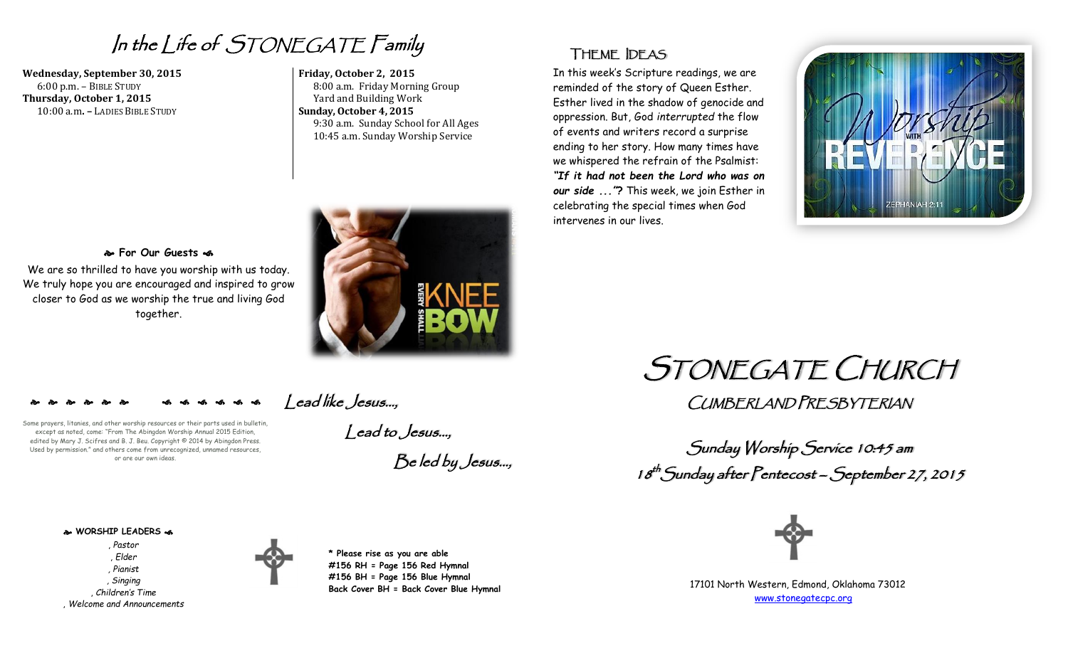# In the Life of STONEGATE Family

**Wednesday, September 30, 2015**
6:00 p.m. – BIBLE STUDY
**Thursday, October 1, 2015**
10:00 a.m. – LADIES BIBLE STUDY

**Friday, October 2, 2015**
8:00 a.m. Friday Morning Group
Yard and Building Work
**Sunday, October 4, 2015**
9:30 a.m. Sunday School for All Ages
10:45 a.m. Sunday Worship Service

## ❧ For Our Guests ☙

We are so thrilled to have you worship with us today. We truly hope you are encouraged and inspired to grow closer to God as we worship the true and living God together.

❧ ❧ ❧ ❧ ❧ ❧ ☙ ☙ ☙ ☙ ☙ ☙

Some prayers, litanies, and other worship resources or their parts used in bulletin, except as noted, come: "From The Abingdon Worship Annual 2015 Edition, edited by Mary J. Scifres and B. J. Beu. Copyright © 2014 by Abingdon Press. Used by permission." and others come from unrecognized, unnamed resources, or are our own ideas.

*Lead like Jesus...,*

*Lead to Jesus...,*

*Be led by Jesus...,*

## ❧ WORSHIP LEADERS ☙

*, Pastor*
*, Elder*
*, Pianist*
*, Singing*
*, Children's Time*
*, Welcome and Announcements*

**\* Please rise as you are able**
**#156 RH = Page 156 Red Hymnal**
**#156 BH = Page 156 Blue Hymnal**
**Back Cover BH = Back Cover Blue Hymnal**

## THEME IDEAS

In this week's Scripture readings, we are reminded of the story of Queen Esther. Esther lived in the shadow of genocide and oppression. But, God *interrupted* the flow of events and writers record a surprise ending to her story. How many times have we whispered the refrain of the Psalmist: ***"If it had not been the Lord who was on our side ..."?*** This week, we join Esther in celebrating the special times when God intervenes in our lives.

# STONEGATE CHURCH

## CUMBERLAND PRESBYTERIAN

## Sunday Worship Service 10:45 am

## 18th Sunday after Pentecost – September 27, 2015

17101 North Western, Edmond, Oklahoma 73012
www.stonegatecpc.org